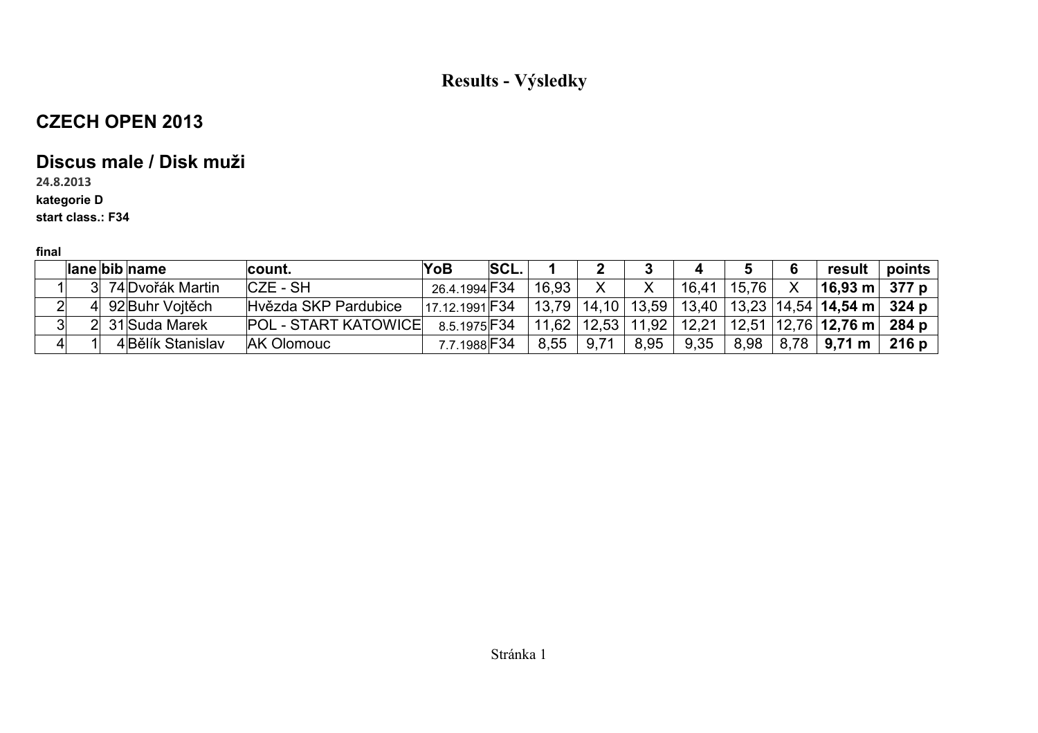# Results - Výsledky

## CZECH OPEN 2013

## Discus male / Disk muži

24.8.2013

**kategorie D**

**start class.: F34**

**final**

| | lane | bib | name | count. | YoB | SCL. | 1 | 2 | 3 | 4 | 5 | 6 | result | points |
|---|---|---|---|---|---|---|---|---|---|---|---|---|---|---|
| 1 | 3 | 74 | Dvořák Martin | CZE - SH | 26.4.1994 | F34 | 16,93 | X | X | 16,41 | 15,76 | X | **16,93 m** | **377 p** |
| 2 | 4 | 92 | Buhr Vojtěch | Hvězda SKP Pardubice | 17.12.1991 | F34 | 13,79 | 14,10 | 13,59 | 13,40 | 13,23 | 14,54 | **14,54 m** | **324 p** |
| 3 | 2 | 31 | Suda Marek | POL - START KATOWICE | 8.5.1975 | F34 | 11,62 | 12,53 | 11,92 | 12,21 | 12,51 | 12,76 | **12,76 m** | **284 p** |
| 4 | 1 | 4 | Bělík Stanislav | AK Olomouc | 7.7.1988 | F34 | 8,55 | 9,71 | 8,95 | 9,35 | 8,98 | 8,78 | **9,71 m** | **216 p** |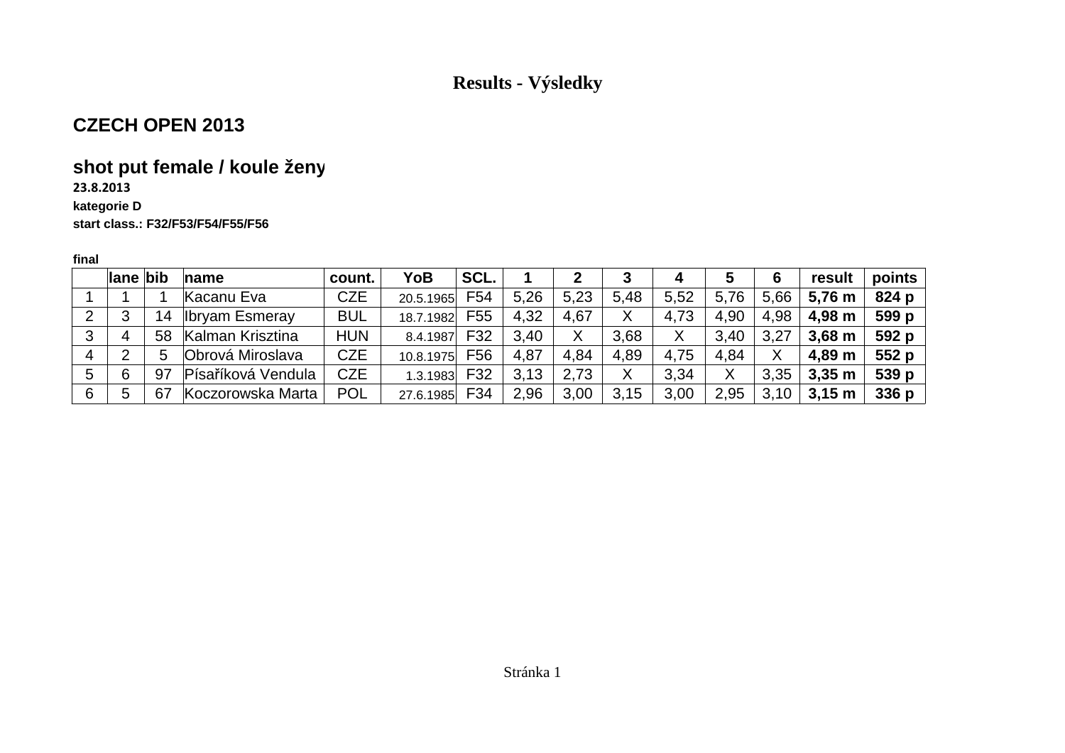# Results - Výsledky

## CZECH OPEN 2013

## shot put female / koule ženy

**23.8.2013**

**kategorie D**

**start class.: F32/F53/F54/F55/F56**

**final**

| | lane | bib | name | count. | YoB | SCL. | 1 | 2 | 3 | 4 | 5 | 6 | result | points |
|---|---|---|---|---|---|---|---|---|---|---|---|---|---|---|
| 1 | 1 | 1 | Kacanu Eva | CZE | 20.5.1965 | F54 | 5,26 | 5,23 | 5,48 | 5,52 | 5,76 | 5,66 | **5,76 m** | **824 p** |
| 2 | 3 | 14 | Ibryam Esmeray | BUL | 18.7.1982 | F55 | 4,32 | 4,67 | X | 4,73 | 4,90 | 4,98 | **4,98 m** | **599 p** |
| 3 | 4 | 58 | Kalman Krisztina | HUN | 8.4.1987 | F32 | 3,40 | X | 3,68 | X | 3,40 | 3,27 | **3,68 m** | **592 p** |
| 4 | 2 | 5 | Obrová Miroslava | CZE | 10.8.1975 | F56 | 4,87 | 4,84 | 4,89 | 4,75 | 4,84 | X | **4,89 m** | **552 p** |
| 5 | 6 | 97 | Písaříková Vendula | CZE | 1.3.1983 | F32 | 3,13 | 2,73 | X | 3,34 | X | 3,35 | **3,35 m** | **539 p** |
| 6 | 5 | 67 | Koczorowska Marta | POL | 27.6.1985 | F34 | 2,96 | 3,00 | 3,15 | 3,00 | 2,95 | 3,10 | **3,15 m** | **336 p** |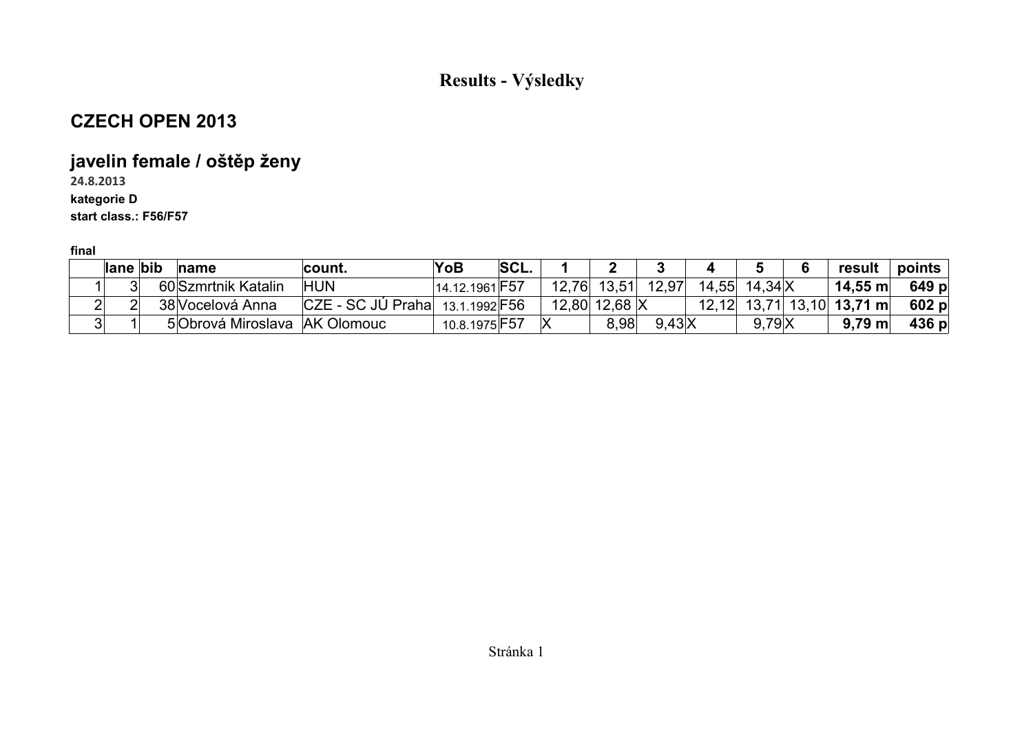# Results - Výsledky

## CZECH OPEN 2013

## javelin female / oštěp ženy

24.8.2013

**kategorie D**

**start class.: F56/F57**

**final**

| | lane | bib | name | count. | YoB | SCL. | 1 | 2 | 3 | 4 | 5 | 6 | result | points |
|---|---|---|---|---|---|---|---|---|---|---|---|---|---|---|
| 1 | 3 | 60 | Szmrtnik Katalin | HUN | 14.12.1961 | F57 | 12,76 | 13,51 | 12,97 | 14,55 | 14,34 | X | **14,55 m** | **649 p** |
| 2 | 2 | 38 | Vocelová Anna | CZE - SC JÚ Praha | 13.1.1992 | F56 | 12,80 | 12,68 | X | 12,12 | 13,71 | 13,10 | **13,71 m** | **602 p** |
| 3 | 1 | 5 | Obrová Miroslava | AK Olomouc | 10.8.1975 | F57 | X | 8,98 | 9,43 | X | 9,79 | X | **9,79 m** | **436 p** |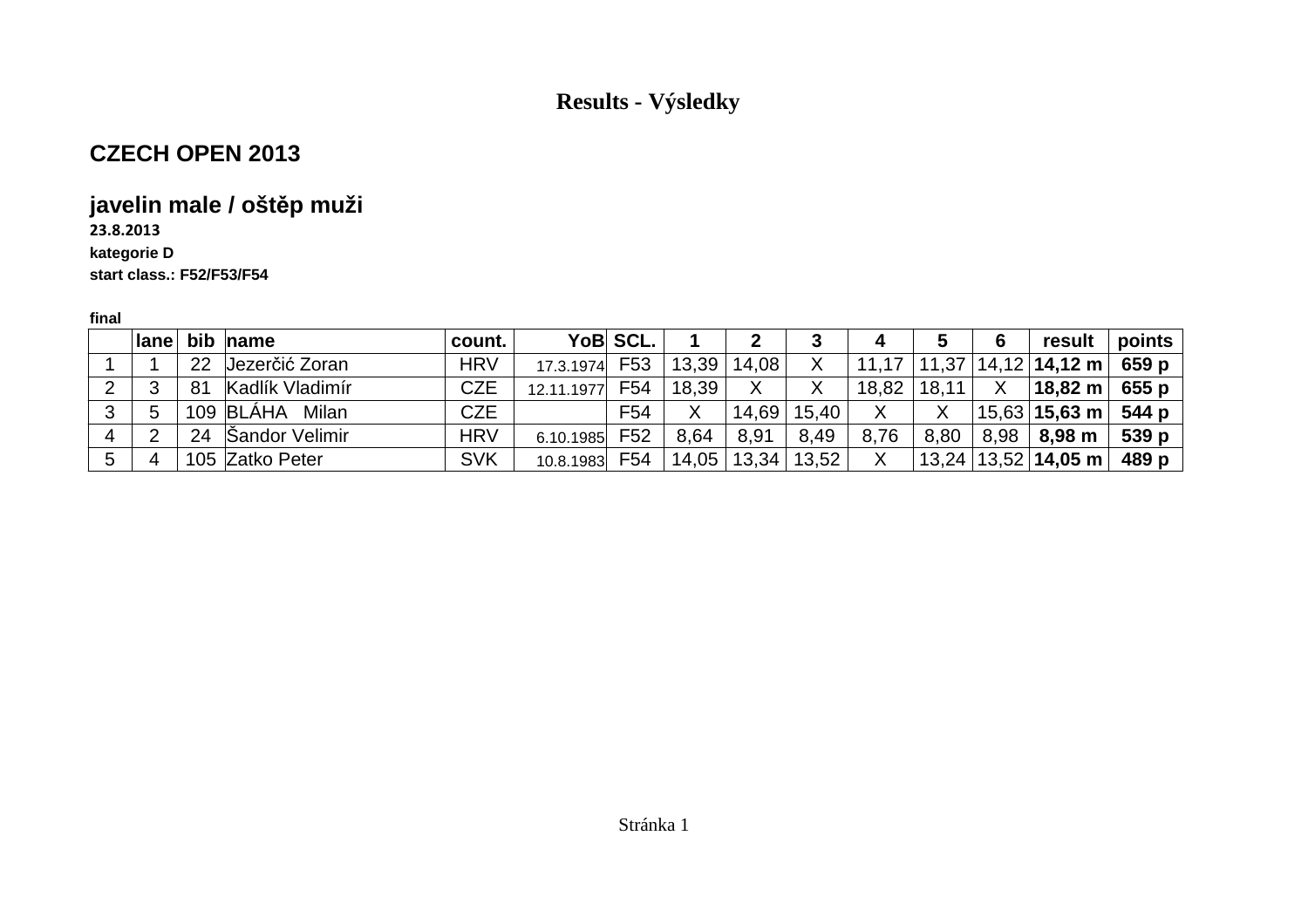# Results - Výsledky

## CZECH OPEN 2013

### javelin male / oštěp muži

**23.8.2013**

**kategorie D**

**start class.: F52/F53/F54**

**final**

| | lane | bib | name | count. | YoB | SCL. | 1 | 2 | 3 | 4 | 5 | 6 | result | points |
|---|---|---|---|---|---|---|---|---|---|---|---|---|---|---|
| 1 | 1 | 22 | Jezerčić Zoran | HRV | 17.3.1974 | F53 | 13,39 | 14,08 | X | 11,17 | 11,37 | 14,12 | **14,12 m** | **659 p** |
| 2 | 3 | 81 | Kadlík Vladimír | CZE | 12.11.1977 | F54 | 18,39 | X | X | 18,82 | 18,11 | X | **18,82 m** | **655 p** |
| 3 | 5 | 109 | BLÁHA Milan | CZE | | F54 | X | 14,69 | 15,40 | X | X | 15,63 | **15,63 m** | **544 p** |
| 4 | 2 | 24 | Šandor Velimir | HRV | 6.10.1985 | F52 | 8,64 | 8,91 | 8,49 | 8,76 | 8,80 | 8,98 | **8,98 m** | **539 p** |
| 5 | 4 | 105 | Zatko Peter | SVK | 10.8.1983 | F54 | 14,05 | 13,34 | 13,52 | X | 13,24 | 13,52 | **14,05 m** | **489 p** |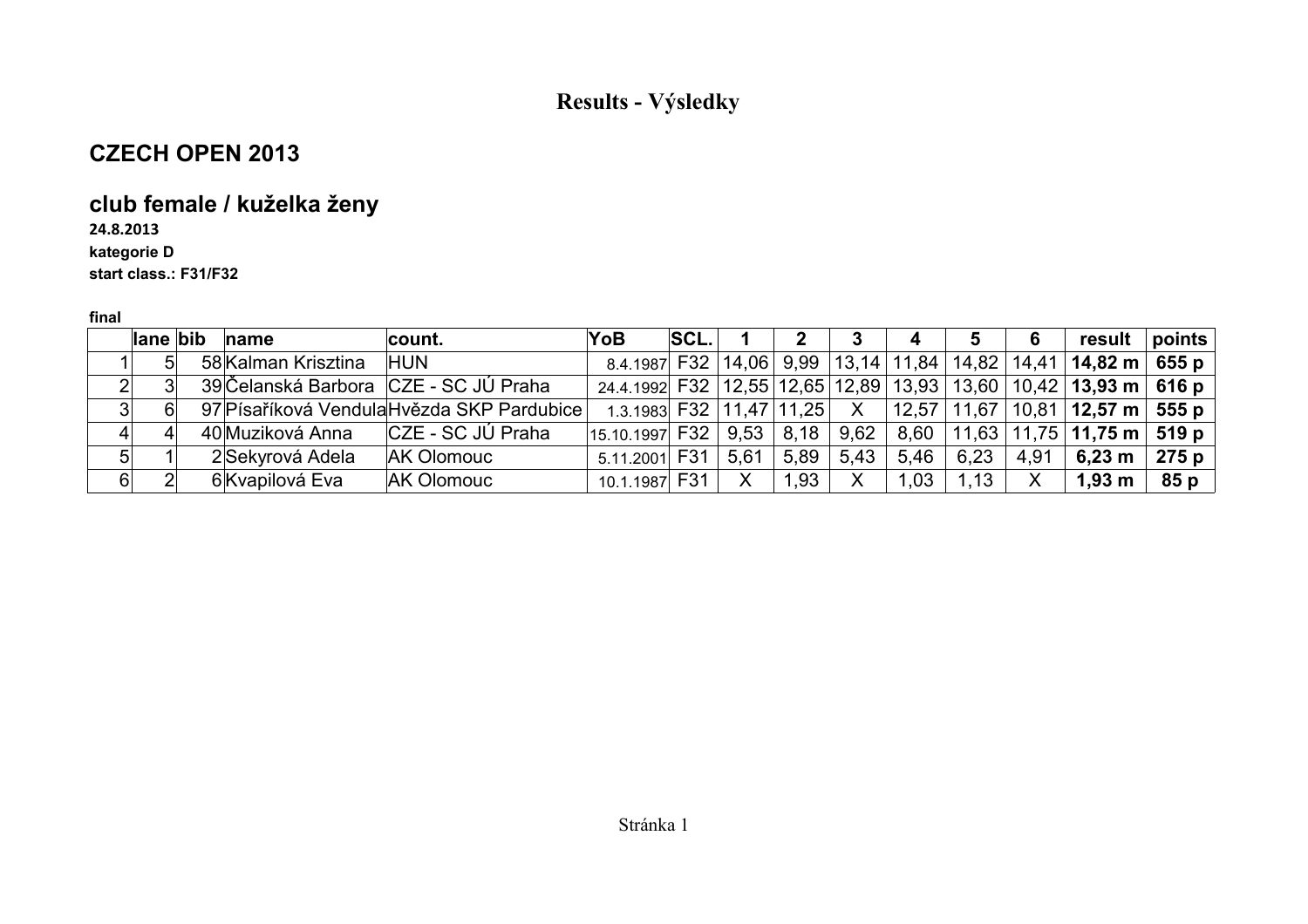# Results - Výsledky

## CZECH OPEN 2013

## club female / kuželka ženy

**24.8.2013**

**kategorie D**

**start class.: F31/F32**

**final**

| | lane | bib | name | count. | YoB | SCL. | 1 | 2 | 3 | 4 | 5 | 6 | result | points |
|---|---|---|---|---|---|---|---|---|---|---|---|---|---|---|
| 1 | 5 | 58 | Kalman Krisztina | HUN | 8.4.1987 | F32 | 14,06 | 9,99 | 13,14 | 11,84 | 14,82 | 14,41 | **14,82 m** | **655 p** |
| 2 | 3 | 39 | Čelanská Barbora | CZE - SC JÚ Praha | 24.4.1992 | F32 | 12,55 | 12,65 | 12,89 | 13,93 | 13,60 | 10,42 | **13,93 m** | **616 p** |
| 3 | 6 | 97 | Písaříková Vendula | Hvězda SKP Pardubice | 1.3.1983 | F32 | 11,47 | 11,25 | X | 12,57 | 11,67 | 10,81 | **12,57 m** | **555 p** |
| 4 | 4 | 40 | Muziková Anna | CZE - SC JÚ Praha | 15.10.1997 | F32 | 9,53 | 8,18 | 9,62 | 8,60 | 11,63 | 11,75 | **11,75 m** | **519 p** |
| 5 | 1 | 2 | Sekyrová Adela | AK Olomouc | 5.11.2001 | F31 | 5,61 | 5,89 | 5,43 | 5,46 | 6,23 | 4,91 | **6,23 m** | **275 p** |
| 6 | 2 | 6 | Kvapilová Eva | AK Olomouc | 10.1.1987 | F31 | X | 1,93 | X | 1,03 | 1,13 | X | **1,93 m** | **85 p** |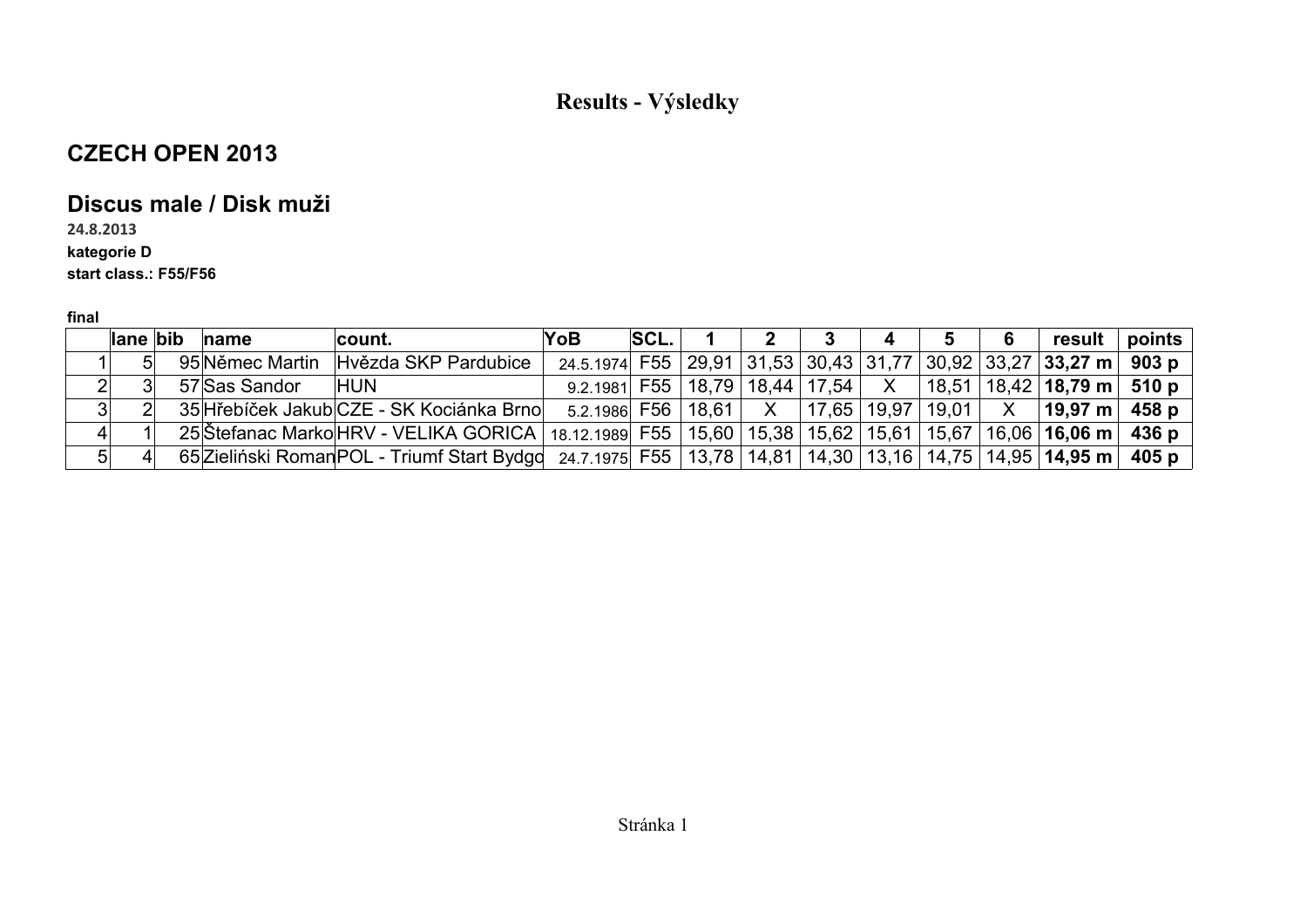# Results - Výsledky

## CZECH OPEN 2013

## Discus male / Disk muži

24.8.2013

**kategorie D**

**start class.: F55/F56**

**final**

| | lane | bib | name | count. | YoB | SCL. | 1 | 2 | 3 | 4 | 5 | 6 | result | points |
|---|---|---|---|---|---|---|---|---|---|---|---|---|---|---|
| 1 | 5 | 95 | Němec Martin | Hvězda SKP Pardubice | 24.5.1974 | F55 | 29,91 | 31,53 | 30,43 | 31,77 | 30,92 | 33,27 | **33,27 m** | **903 p** |
| 2 | 3 | 57 | Sas Sandor | HUN | 9.2.1981 | F55 | 18,79 | 18,44 | 17,54 | X | 18,51 | 18,42 | **18,79 m** | **510 p** |
| 3 | 2 | 35 | Hřebíček Jakub | CZE - SK Kociánka Brno | 5.2.1986 | F56 | 18,61 | X | 17,65 | 19,97 | 19,01 | X | **19,97 m** | **458 p** |
| 4 | 1 | 25 | Štefanac Marko | HRV - VELIKA GORICA | 18.12.1989 | F55 | 15,60 | 15,38 | 15,62 | 15,61 | 15,67 | 16,06 | **16,06 m** | **436 p** |
| 5 | 4 | 65 | Zieliński Roman | POL - Triumf Start Bydgo | 24.7.1975 | F55 | 13,78 | 14,81 | 14,30 | 13,16 | 14,75 | 14,95 | **14,95 m** | **405 p** |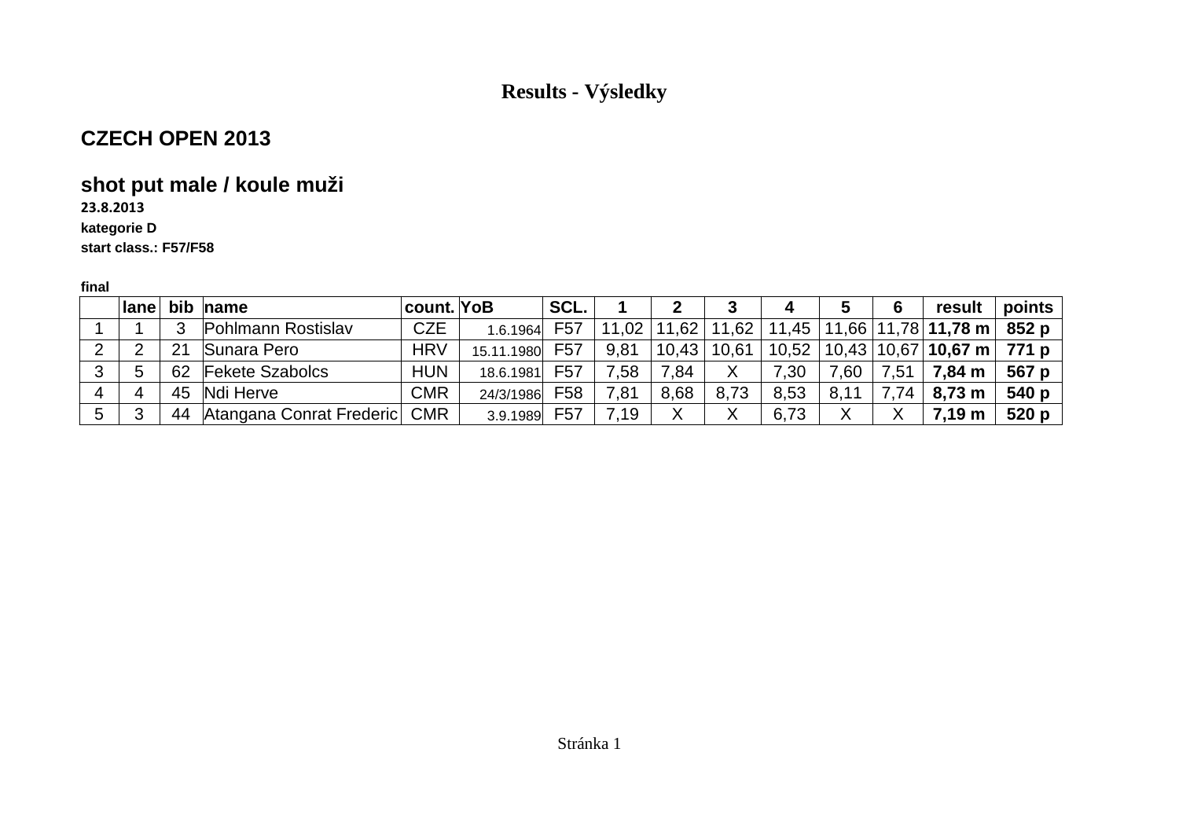# Results - Výsledky

## CZECH OPEN 2013

### shot put male / koule muži

**23.8.2013**

**kategorie D**

**start class.: F57/F58**

**final**

| | lane | bib | name | count. | YoB | SCL. | 1 | 2 | 3 | 4 | 5 | 6 | result | points |
|---|---|---|---|---|---|---|---|---|---|---|---|---|---|---|
| 1 | 1 | 3 | Pohlmann Rostislav | CZE | 1.6.1964 | F57 | 11,02 | 11,62 | 11,62 | 11,45 | 11,66 | 11,78 | **11,78 m** | **852 p** |
| 2 | 2 | 21 | Sunara Pero | HRV | 15.11.1980 | F57 | 9,81 | 10,43 | 10,61 | 10,52 | 10,43 | 10,67 | **10,67 m** | **771 p** |
| 3 | 5 | 62 | Fekete Szabolcs | HUN | 18.6.1981 | F57 | 7,58 | 7,84 | X | 7,30 | 7,60 | 7,51 | **7,84 m** | **567 p** |
| 4 | 4 | 45 | Ndi Herve | CMR | 24/3/1986 | F58 | 7,81 | 8,68 | 8,73 | 8,53 | 8,11 | 7,74 | **8,73 m** | **540 p** |
| 5 | 3 | 44 | Atangana Conrat Frederic | CMR | 3.9.1989 | F57 | 7,19 | X | X | 6,73 | X | X | **7,19 m** | **520 p** |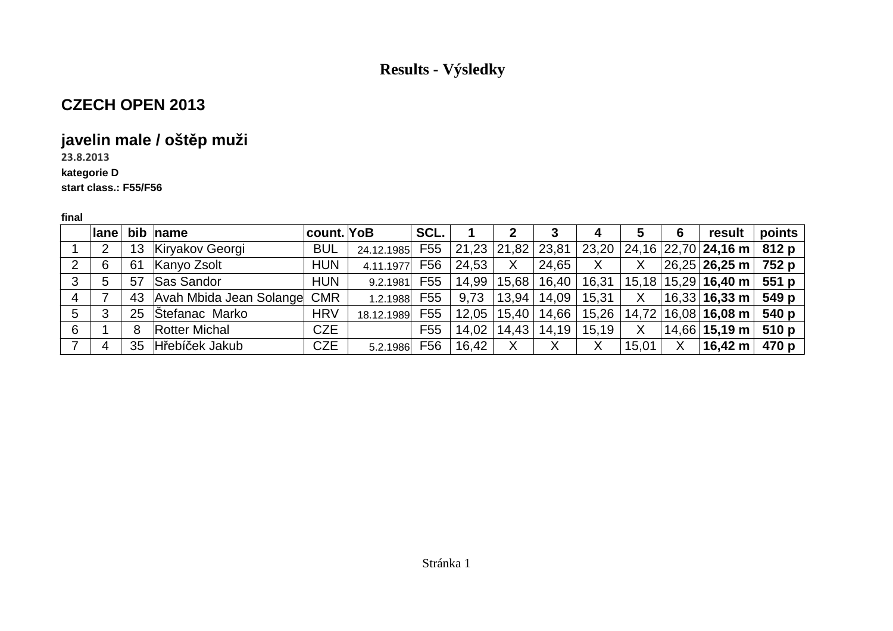# Results - Výsledky

## CZECH OPEN 2013

## javelin male / oštěp muži

**23.8.2013**

**kategorie D**

**start class.: F55/F56**

**final**

| | lane | bib | name | count. | YoB | SCL. | 1 | 2 | 3 | 4 | 5 | 6 | result | points |
|---|---|---|---|---|---|---|---|---|---|---|---|---|---|---|
| 1 | 2 | 13 | Kiryakov Georgi | BUL | 24.12.1985 | F55 | 21,23 | 21,82 | 23,81 | 23,20 | 24,16 | 22,70 | **24,16 m** | **812 p** |
| 2 | 6 | 61 | Kanyo Zsolt | HUN | 4.11.1977 | F56 | 24,53 | X | 24,65 | X | X | 26,25 | **26,25 m** | **752 p** |
| 3 | 5 | 57 | Sas Sandor | HUN | 9.2.1981 | F55 | 14,99 | 15,68 | 16,40 | 16,31 | 15,18 | 15,29 | **16,40 m** | **551 p** |
| 4 | 7 | 43 | Avah Mbida Jean Solange | CMR | 1.2.1988 | F55 | 9,73 | 13,94 | 14,09 | 15,31 | X | 16,33 | **16,33 m** | **549 p** |
| 5 | 3 | 25 | Štefanac Marko | HRV | 18.12.1989 | F55 | 12,05 | 15,40 | 14,66 | 15,26 | 14,72 | 16,08 | **16,08 m** | **540 p** |
| 6 | 1 | 8 | Rotter Michal | CZE | | F55 | 14,02 | 14,43 | 14,19 | 15,19 | X | 14,66 | **15,19 m** | **510 p** |
| 7 | 4 | 35 | Hřebíček Jakub | CZE | 5.2.1986 | F56 | 16,42 | X | X | X | 15,01 | X | **16,42 m** | **470 p** |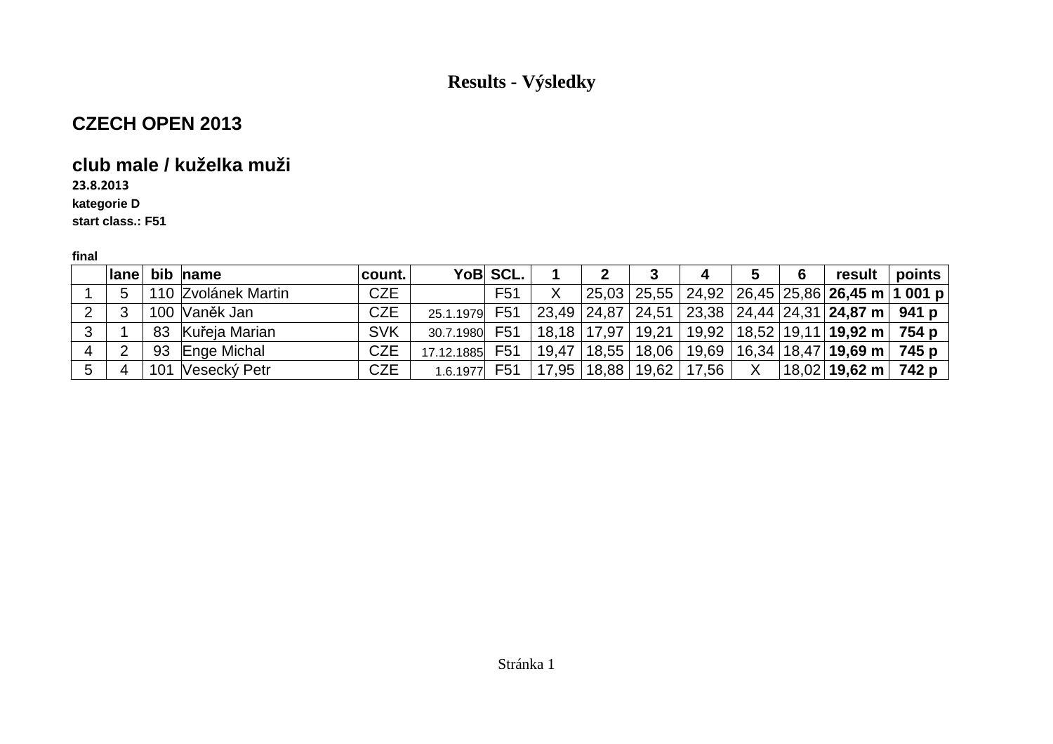# Results - Výsledky

## CZECH OPEN 2013

## club male / kuželka muži

**23.8.2013**

**kategorie D**

**start class.: F51**

**final**

| | lane | bib | name | count. | YoB | SCL. | 1 | 2 | 3 | 4 | 5 | 6 | result | points |
|---|---|---|---|---|---|---|---|---|---|---|---|---|---|---|
| 1 | 5 | 110 | Zvolánek Martin | CZE | | F51 | X | 25,03 | 25,55 | 24,92 | 26,45 | 25,86 | **26,45 m** | **1 001 p** |
| 2 | 3 | 100 | Vaněk Jan | CZE | 25.1.1979 | F51 | 23,49 | 24,87 | 24,51 | 23,38 | 24,44 | 24,31 | **24,87 m** | **941 p** |
| 3 | 1 | 83 | Kuřeja Marian | SVK | 30.7.1980 | F51 | 18,18 | 17,97 | 19,21 | 19,92 | 18,52 | 19,11 | **19,92 m** | **754 p** |
| 4 | 2 | 93 | Enge Michal | CZE | 17.12.1885 | F51 | 19,47 | 18,55 | 18,06 | 19,69 | 16,34 | 18,47 | **19,69 m** | **745 p** |
| 5 | 4 | 101 | Vesecký Petr | CZE | 1.6.1977 | F51 | 17,95 | 18,88 | 19,62 | 17,56 | X | 18,02 | **19,62 m** | **742 p** |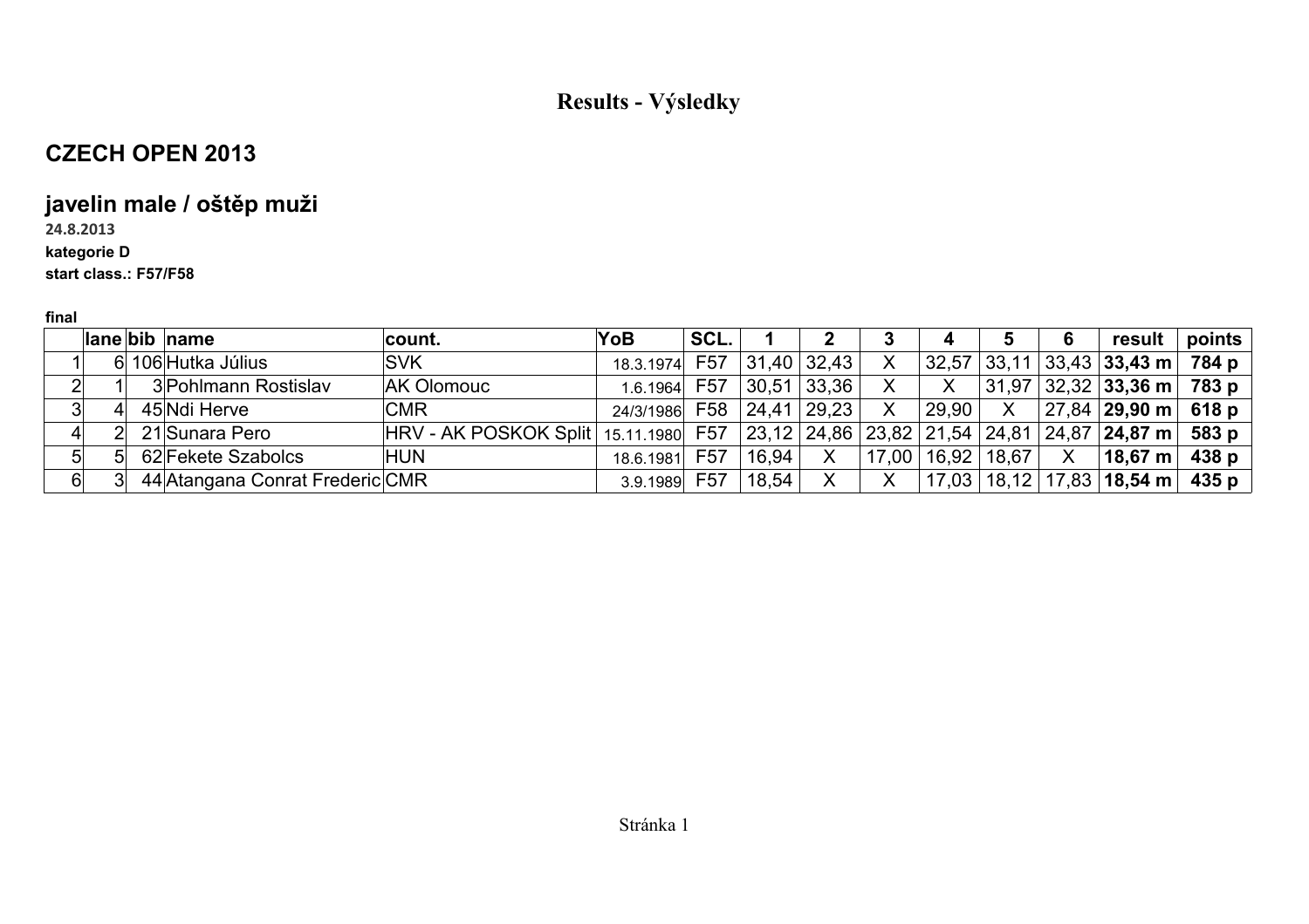# Results - Výsledky

## CZECH OPEN 2013

## javelin male / oštěp muži

**24.8.2013**

**kategorie D**

**start class.: F57/F58**

**final**

| | lane | bib | name | count. | YoB | SCL. | 1 | 2 | 3 | 4 | 5 | 6 | result | points |
|---|---|---|---|---|---|---|---|---|---|---|---|---|---|---|
| 1 | 6 | 106 | Hutka Július | SVK | 18.3.1974 | F57 | 31,40 | 32,43 | X | 32,57 | 33,11 | 33,43 | **33,43 m** | **784 p** |
| 2 | 1 | 3 | Pohlmann Rostislav | AK Olomouc | 1.6.1964 | F57 | 30,51 | 33,36 | X | X | 31,97 | 32,32 | **33,36 m** | **783 p** |
| 3 | 4 | 45 | Ndi Herve | CMR | 24/3/1986 | F58 | 24,41 | 29,23 | X | 29,90 | X | 27,84 | **29,90 m** | **618 p** |
| 4 | 2 | 21 | Sunara Pero | HRV - AK POSKOK Split | 15.11.1980 | F57 | 23,12 | 24,86 | 23,82 | 21,54 | 24,81 | 24,87 | **24,87 m** | **583 p** |
| 5 | 5 | 62 | Fekete Szabolcs | HUN | 18.6.1981 | F57 | 16,94 | X | 17,00 | 16,92 | 18,67 | X | **18,67 m** | **438 p** |
| 6 | 3 | 44 | Atangana Conrat Frederic | CMR | 3.9.1989 | F57 | 18,54 | X | X | 17,03 | 18,12 | 17,83 | **18,54 m** | **435 p** |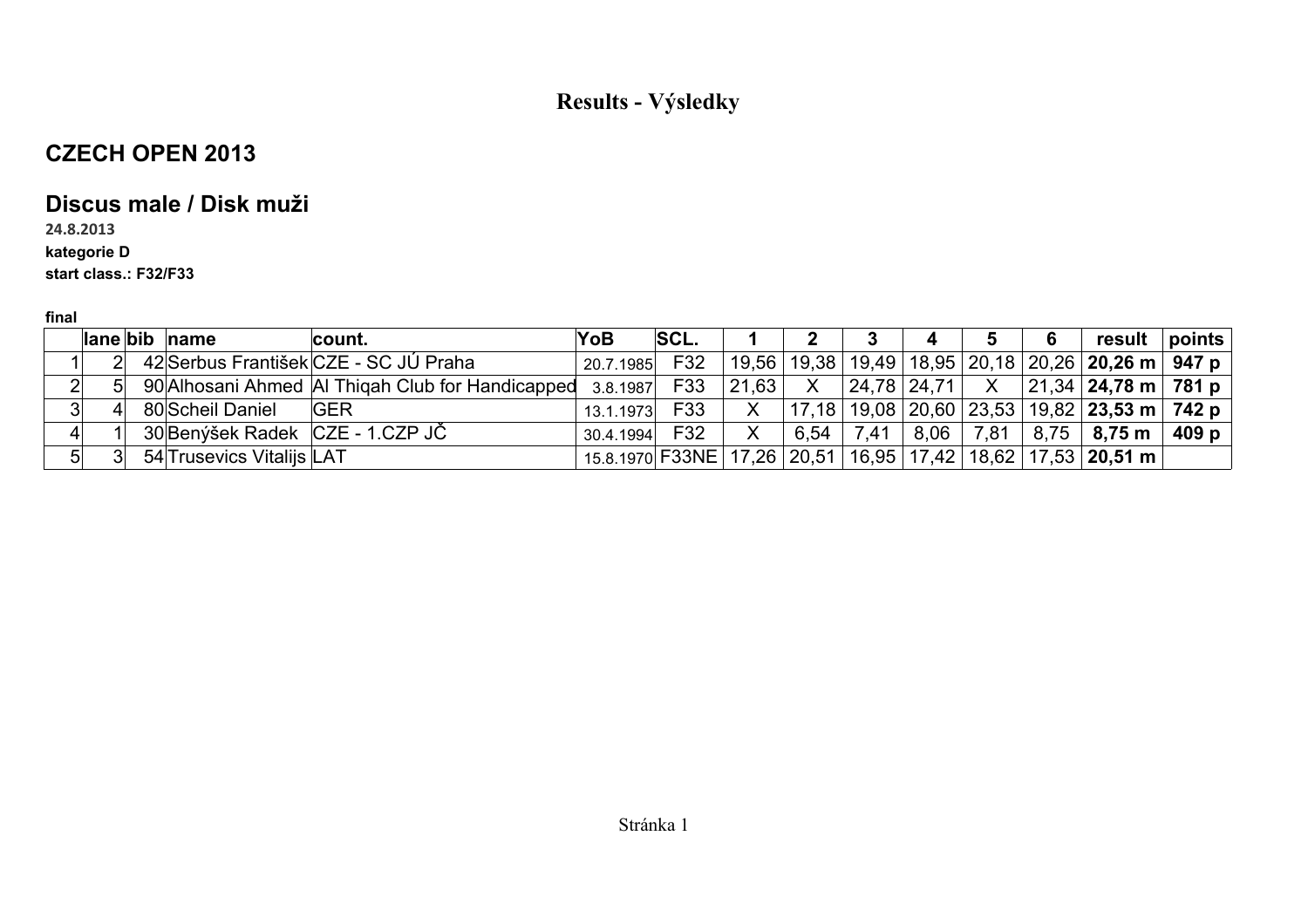# Results - Výsledky

## CZECH OPEN 2013

## Discus male / Disk muži

24.8.2013

**kategorie D**

**start class.: F32/F33**

**final**

| | lane | bib | name | count. | YoB | SCL. | 1 | 2 | 3 | 4 | 5 | 6 | result | points |
|---|---|---|---|---|---|---|---|---|---|---|---|---|---|---|
| 1 | 2 | 42 | Serbus František | CZE - SC JÚ Praha | 20.7.1985 | F32 | 19,56 | 19,38 | 19,49 | 18,95 | 20,18 | 20,26 | **20,26 m** | **947 p** |
| 2 | 5 | 90 | Alhosani Ahmed | Al Thiqah Club for Handicapped | 3.8.1987 | F33 | 21,63 | X | 24,78 | 24,71 | X | 21,34 | **24,78 m** | **781 p** |
| 3 | 4 | 80 | Scheil Daniel | GER | 13.1.1973 | F33 | X | 17,18 | 19,08 | 20,60 | 23,53 | 19,82 | **23,53 m** | **742 p** |
| 4 | 1 | 30 | Benýšek Radek | CZE - 1.CZP JČ | 30.4.1994 | F32 | X | 6,54 | 7,41 | 8,06 | 7,81 | 8,75 | **8,75 m** | **409 p** |
| 5 | 3 | 54 | Trusevics Vitalijs | LAT | 15.8.1970 | F33NE | 17,26 | 20,51 | 16,95 | 17,42 | 18,62 | 17,53 | **20,51 m** | |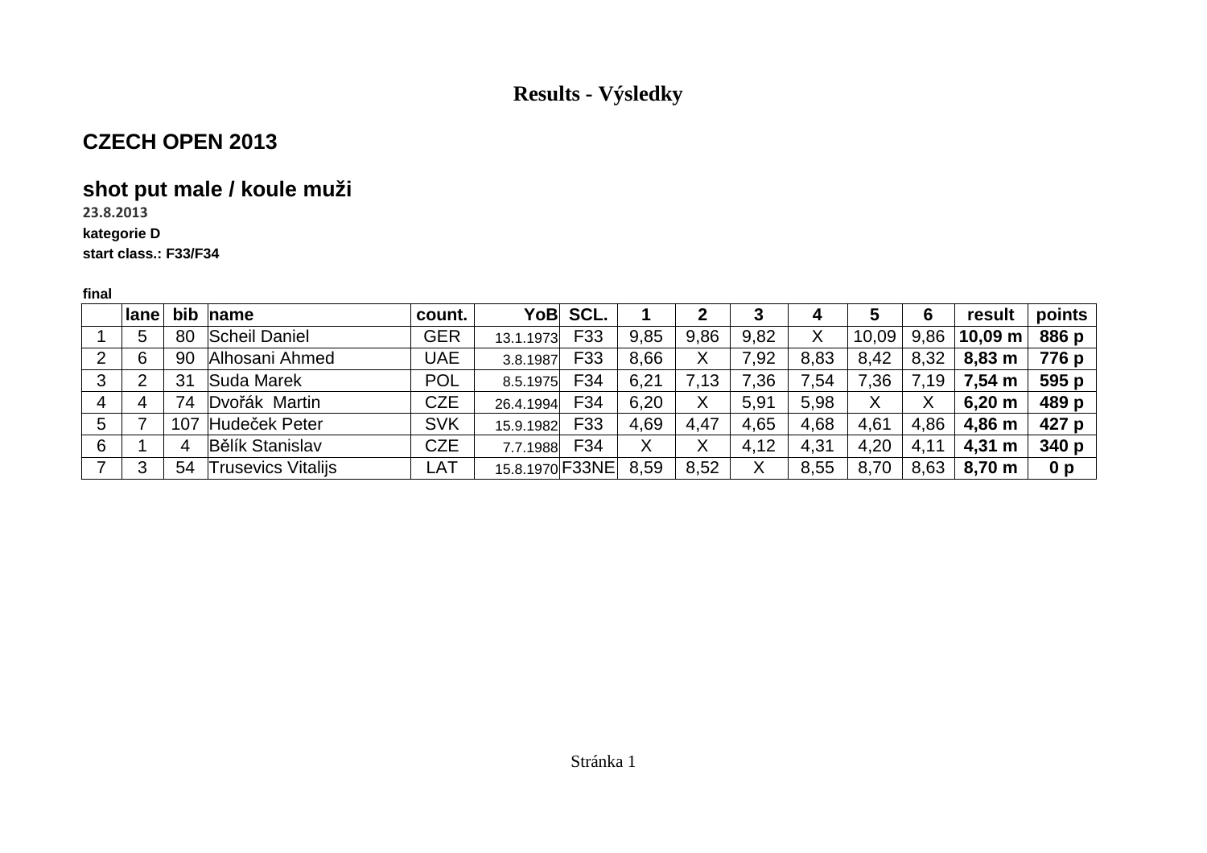# Results - Výsledky

## CZECH OPEN 2013

## shot put male / koule muži

23.8.2013

**kategorie D**

**start class.: F33/F34**

**final**

| | lane | bib | name | count. | YoB | SCL. | 1 | 2 | 3 | 4 | 5 | 6 | result | points |
|---|---|---|---|---|---|---|---|---|---|---|---|---|---|---|
| 1 | 5 | 80 | Scheil Daniel | GER | 13.1.1973 | F33 | 9,85 | 9,86 | 9,82 | X | 10,09 | 9,86 | **10,09 m** | **886 p** |
| 2 | 6 | 90 | Alhosani Ahmed | UAE | 3.8.1987 | F33 | 8,66 | X | 7,92 | 8,83 | 8,42 | 8,32 | **8,83 m** | **776 p** |
| 3 | 2 | 31 | Suda Marek | POL | 8.5.1975 | F34 | 6,21 | 7,13 | 7,36 | 7,54 | 7,36 | 7,19 | **7,54 m** | **595 p** |
| 4 | 4 | 74 | Dvořák Martin | CZE | 26.4.1994 | F34 | 6,20 | X | 5,91 | 5,98 | X | X | **6,20 m** | **489 p** |
| 5 | 7 | 107 | Hudeček Peter | SVK | 15.9.1982 | F33 | 4,69 | 4,47 | 4,65 | 4,68 | 4,61 | 4,86 | **4,86 m** | **427 p** |
| 6 | 1 | 4 | Bělík Stanislav | CZE | 7.7.1988 | F34 | X | X | 4,12 | 4,31 | 4,20 | 4,11 | **4,31 m** | **340 p** |
| 7 | 3 | 54 | Trusevics Vitalijs | LAT | 15.8.1970 | F33NE | 8,59 | 8,52 | X | 8,55 | 8,70 | 8,63 | **8,70 m** | **0 p** |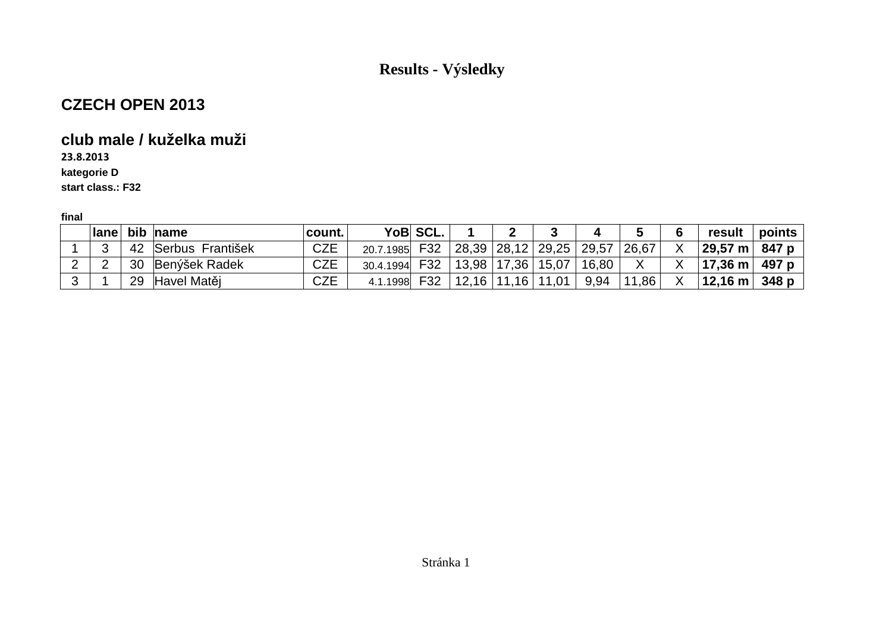# Results - Výsledky

## CZECH OPEN 2013

## club male / kuželka muži

**23.8.2013**

**kategorie D**

**start class.: F32**

**final**

| | lane | bib | name | count. | YoB | SCL. | 1 | 2 | 3 | 4 | 5 | 6 | result | points |
|---|---|---|---|---|---|---|---|---|---|---|---|---|---|---|
| 1 | 3 | 42 | Serbus František | CZE | 20.7.1985 | F32 | 28,39 | 28,12 | 29,25 | 29,57 | 26,67 | X | **29,57 m** | **847 p** |
| 2 | 2 | 30 | Benýšek Radek | CZE | 30.4.1994 | F32 | 13,98 | 17,36 | 15,07 | 16,80 | X | X | **17,36 m** | **497 p** |
| 3 | 1 | 29 | Havel Matěj | CZE | 4.1.1998 | F32 | 12,16 | 11,16 | 11,01 | 9,94 | 11,86 | X | **12,16 m** | **348 p** |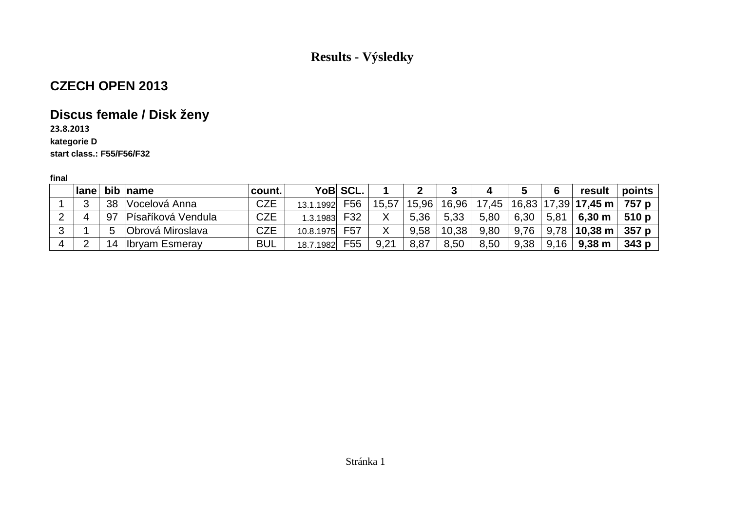# Results - Výsledky

## CZECH OPEN 2013

## Discus female / Disk ženy

**23.8.2013**

**kategorie D**

**start class.: F55/F56/F32**

**final**

| | lane | bib | name | count. | YoB | SCL. | 1 | 2 | 3 | 4 | 5 | 6 | result | points |
|---|---|---|---|---|---|---|---|---|---|---|---|---|---|---|
| 1 | 3 | 38 | Vocelová Anna | CZE | 13.1.1992 | F56 | 15,57 | 15,96 | 16,96 | 17,45 | 16,83 | 17,39 | **17,45 m** | **757 p** |
| 2 | 4 | 97 | Písaříková Vendula | CZE | 1.3.1983 | F32 | X | 5,36 | 5,33 | 5,80 | 6,30 | 5,81 | **6,30 m** | **510 p** |
| 3 | 1 | 5 | Obrová Miroslava | CZE | 10.8.1975 | F57 | X | 9,58 | 10,38 | 9,80 | 9,76 | 9,78 | **10,38 m** | **357 p** |
| 4 | 2 | 14 | Ibryam Esmeray | BUL | 18.7.1982 | F55 | 9,21 | 8,87 | 8,50 | 8,50 | 9,38 | 9,16 | **9,38 m** | **343 p** |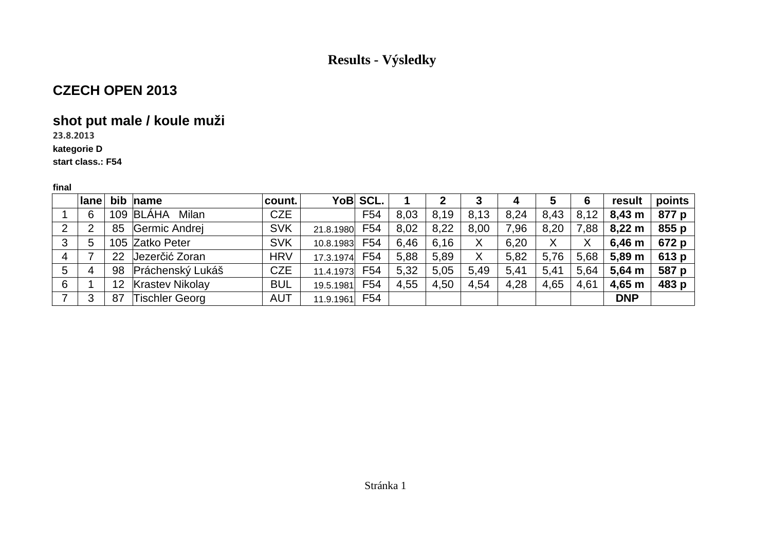# Results - Výsledky

## CZECH OPEN 2013

## shot put male / koule muži

**23.8.2013**

**kategorie D**

**start class.: F54**

**final**

| | lane | bib | name | count. | YoB | SCL. | 1 | 2 | 3 | 4 | 5 | 6 | result | points |
|---|---|---|---|---|---|---|---|---|---|---|---|---|---|---|
| 1 | 6 | 109 | BLÁHA Milan | CZE | | F54 | 8,03 | 8,19 | 8,13 | 8,24 | 8,43 | 8,12 | **8,43 m** | **877 p** |
| 2 | 2 | 85 | Germic Andrej | SVK | 21.8.1980 | F54 | 8,02 | 8,22 | 8,00 | 7,96 | 8,20 | 7,88 | **8,22 m** | **855 p** |
| 3 | 5 | 105 | Zatko Peter | SVK | 10.8.1983 | F54 | 6,46 | 6,16 | X | 6,20 | X | X | **6,46 m** | **672 p** |
| 4 | 7 | 22 | Jezerčić Zoran | HRV | 17.3.1974 | F54 | 5,88 | 5,89 | X | 5,82 | 5,76 | 5,68 | **5,89 m** | **613 p** |
| 5 | 4 | 98 | Práchenský Lukáš | CZE | 11.4.1973 | F54 | 5,32 | 5,05 | 5,49 | 5,41 | 5,41 | 5,64 | **5,64 m** | **587 p** |
| 6 | 1 | 12 | Krastev Nikolay | BUL | 19.5.1981 | F54 | 4,55 | 4,50 | 4,54 | 4,28 | 4,65 | 4,61 | **4,65 m** | **483 p** |
| 7 | 3 | 87 | Tischler Georg | AUT | 11.9.1961 | F54 | | | | | | | **DNP** | |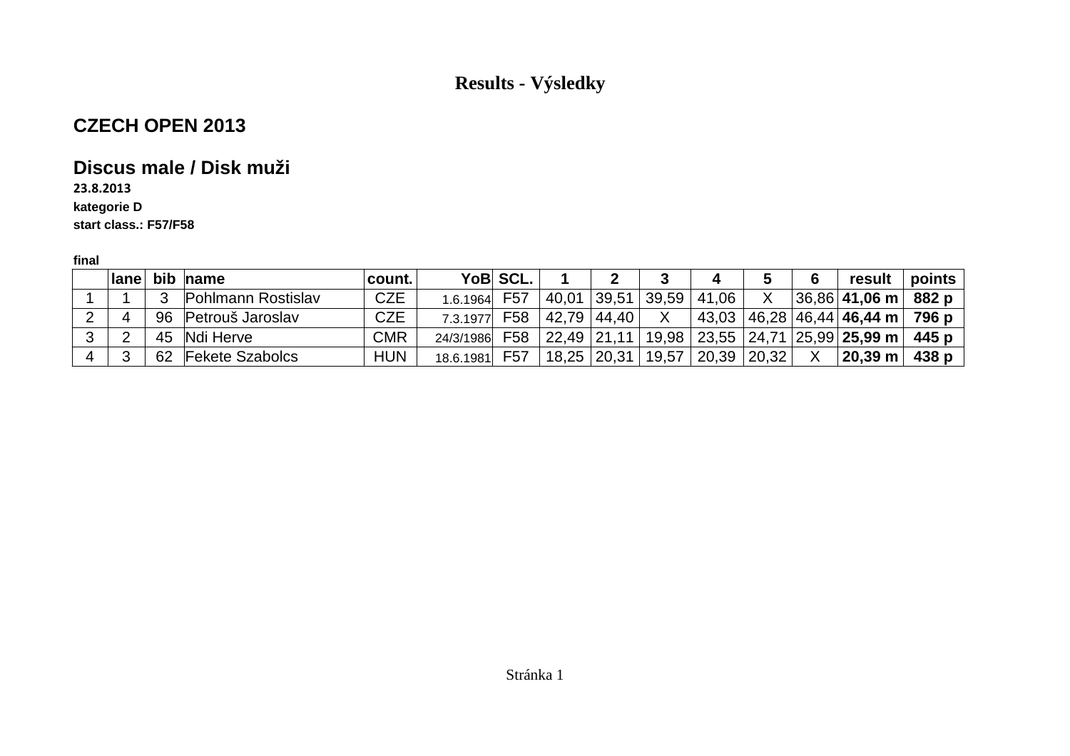# Results - Výsledky

## CZECH OPEN 2013

## Discus male / Disk muži

**23.8.2013**

**kategorie D**

**start class.: F57/F58**

**final**

| | lane | bib | name | count. | YoB | SCL. | 1 | 2 | 3 | 4 | 5 | 6 | result | points |
|---|---|---|---|---|---|---|---|---|---|---|---|---|---|---|
| 1 | 1 | 3 | Pohlmann Rostislav | CZE | 1.6.1964 | F57 | 40,01 | 39,51 | 39,59 | 41,06 | X | 36,86 | **41,06 m** | **882 p** |
| 2 | 4 | 96 | Petrouš Jaroslav | CZE | 7.3.1977 | F58 | 42,79 | 44,40 | X | 43,03 | 46,28 | 46,44 | **46,44 m** | **796 p** |
| 3 | 2 | 45 | Ndi Herve | CMR | 24/3/1986 | F58 | 22,49 | 21,11 | 19,98 | 23,55 | 24,71 | 25,99 | **25,99 m** | **445 p** |
| 4 | 3 | 62 | Fekete Szabolcs | HUN | 18.6.1981 | F57 | 18,25 | 20,31 | 19,57 | 20,39 | 20,32 | X | **20,39 m** | **438 p** |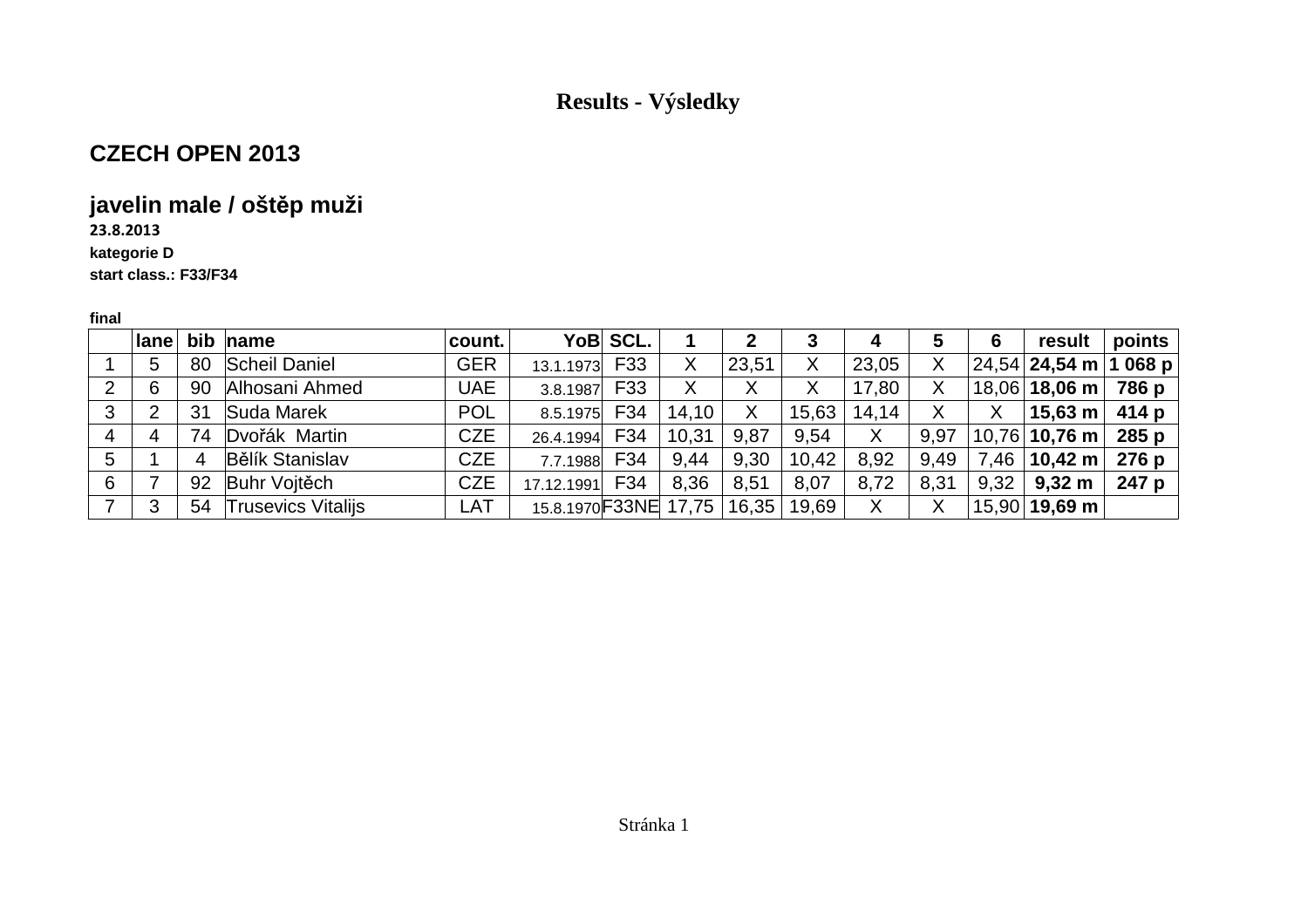# Results - Výsledky

## CZECH OPEN 2013

## javelin male / oštěp muži

**23.8.2013**

**kategorie D**

**start class.: F33/F34**

**final**

| | lane | bib | name | count. | YoB | SCL. | 1 | 2 | 3 | 4 | 5 | 6 | result | points |
|---|---|---|---|---|---|---|---|---|---|---|---|---|---|---|
| 1 | 5 | 80 | Scheil Daniel | GER | 13.1.1973 | F33 | X | 23,51 | X | 23,05 | X | 24,54 | **24,54 m** | **1 068 p** |
| 2 | 6 | 90 | Alhosani Ahmed | UAE | 3.8.1987 | F33 | X | X | X | 17,80 | X | 18,06 | **18,06 m** | **786 p** |
| 3 | 2 | 31 | Suda Marek | POL | 8.5.1975 | F34 | 14,10 | X | 15,63 | 14,14 | X | X | **15,63 m** | **414 p** |
| 4 | 4 | 74 | Dvořák Martin | CZE | 26.4.1994 | F34 | 10,31 | 9,87 | 9,54 | X | 9,97 | 10,76 | **10,76 m** | **285 p** |
| 5 | 1 | 4 | Bělík Stanislav | CZE | 7.7.1988 | F34 | 9,44 | 9,30 | 10,42 | 8,92 | 9,49 | 7,46 | **10,42 m** | **276 p** |
| 6 | 7 | 92 | Buhr Vojtěch | CZE | 17.12.1991 | F34 | 8,36 | 8,51 | 8,07 | 8,72 | 8,31 | 9,32 | **9,32 m** | **247 p** |
| 7 | 3 | 54 | Trusevics Vitalijs | LAT | 15.8.1970 | F33NE | 17,75 | 16,35 | 19,69 | X | X | 15,90 | **19,69 m** | |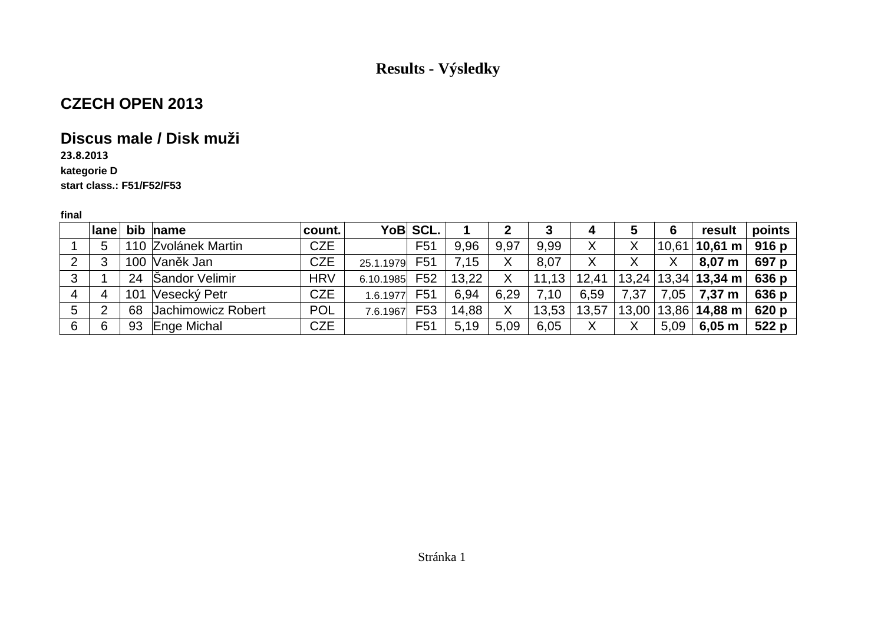# Results - Výsledky

## CZECH OPEN 2013

### Discus male / Disk muži

**23.8.2013**

**kategorie D**

**start class.: F51/F52/F53**

**final**

| | lane | bib | name | count. | YoB | SCL. | 1 | 2 | 3 | 4 | 5 | 6 | result | points |
|---|---|---|---|---|---|---|---|---|---|---|---|---|---|---|
| 1 | 5 | 110 | Zvolánek Martin | CZE | | F51 | 9,96 | 9,97 | 9,99 | X | X | 10,61 | **10,61 m** | **916 p** |
| 2 | 3 | 100 | Vaněk Jan | CZE | 25.1.1979 | F51 | 7,15 | X | 8,07 | X | X | X | **8,07 m** | **697 p** |
| 3 | 1 | 24 | Šandor Velimir | HRV | 6.10.1985 | F52 | 13,22 | X | 11,13 | 12,41 | 13,24 | 13,34 | **13,34 m** | **636 p** |
| 4 | 4 | 101 | Vesecký Petr | CZE | 1.6.1977 | F51 | 6,94 | 6,29 | 7,10 | 6,59 | 7,37 | 7,05 | **7,37 m** | **636 p** |
| 5 | 2 | 68 | Jachimowicz Robert | POL | 7.6.1967 | F53 | 14,88 | X | 13,53 | 13,57 | 13,00 | 13,86 | **14,88 m** | **620 p** |
| 6 | 6 | 93 | Enge Michal | CZE | | F51 | 5,19 | 5,09 | 6,05 | X | X | 5,09 | **6,05 m** | **522 p** |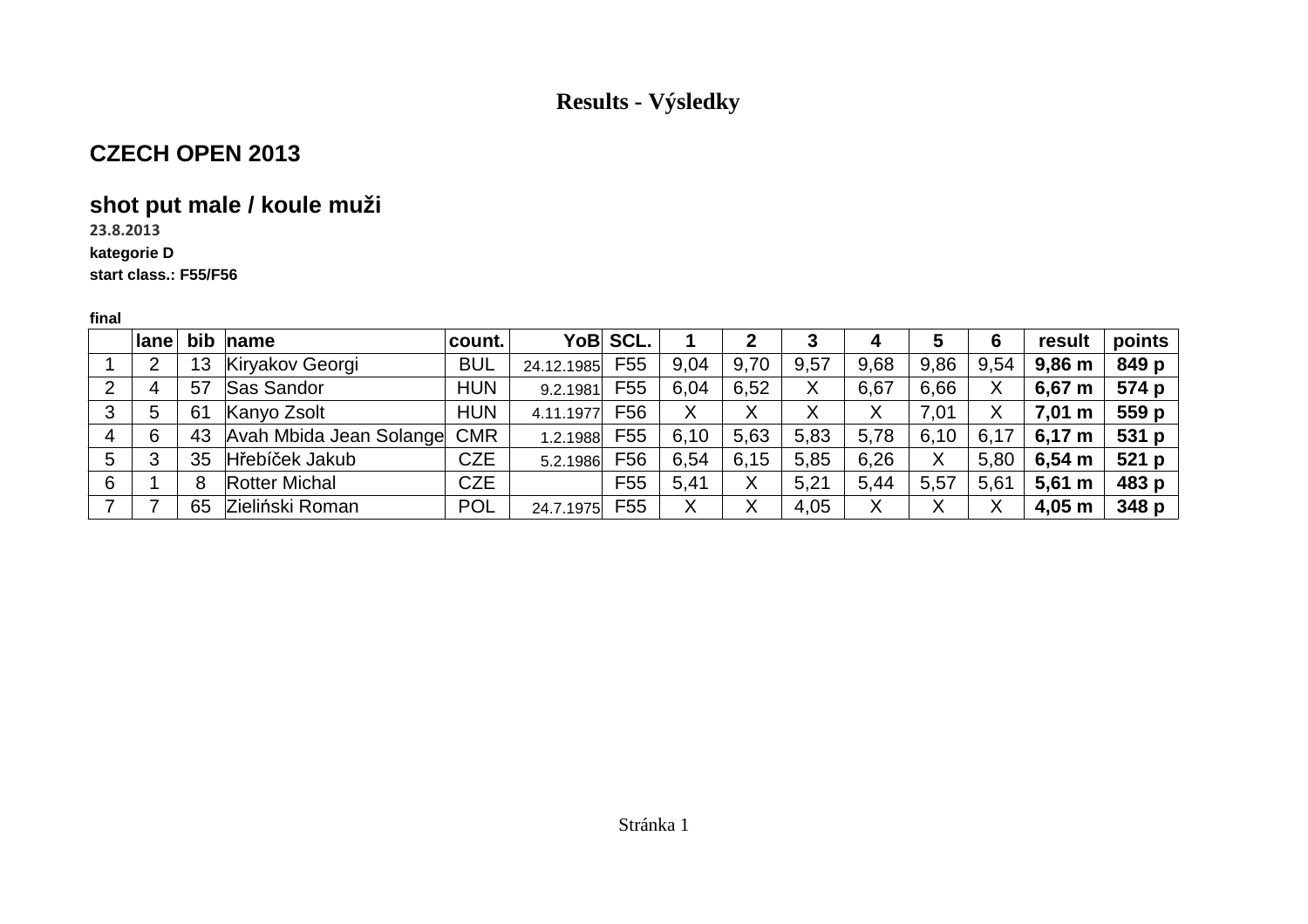# Results - Výsledky

## CZECH OPEN 2013

## shot put male / koule muži

**23.8.2013**

**kategorie D**

**start class.: F55/F56**

**final**

| | lane | bib | name | count. | YoB | SCL. | 1 | 2 | 3 | 4 | 5 | 6 | result | points |
|---|---|---|---|---|---|---|---|---|---|---|---|---|---|---|
| 1 | 2 | 13 | Kiryakov Georgi | BUL | 24.12.1985 | F55 | 9,04 | 9,70 | 9,57 | 9,68 | 9,86 | 9,54 | **9,86 m** | **849 p** |
| 2 | 4 | 57 | Sas Sandor | HUN | 9.2.1981 | F55 | 6,04 | 6,52 | X | 6,67 | 6,66 | X | **6,67 m** | **574 p** |
| 3 | 5 | 61 | Kanyo Zsolt | HUN | 4.11.1977 | F56 | X | X | X | X | 7,01 | X | **7,01 m** | **559 p** |
| 4 | 6 | 43 | Avah Mbida Jean Solange | CMR | 1.2.1988 | F55 | 6,10 | 5,63 | 5,83 | 5,78 | 6,10 | 6,17 | **6,17 m** | **531 p** |
| 5 | 3 | 35 | Hřebíček Jakub | CZE | 5.2.1986 | F56 | 6,54 | 6,15 | 5,85 | 6,26 | X | 5,80 | **6,54 m** | **521 p** |
| 6 | 1 | 8 | Rotter Michal | CZE | | F55 | 5,41 | X | 5,21 | 5,44 | 5,57 | 5,61 | **5,61 m** | **483 p** |
| 7 | 7 | 65 | Zieliński Roman | POL | 24.7.1975 | F55 | X | X | 4,05 | X | X | X | **4,05 m** | **348 p** |